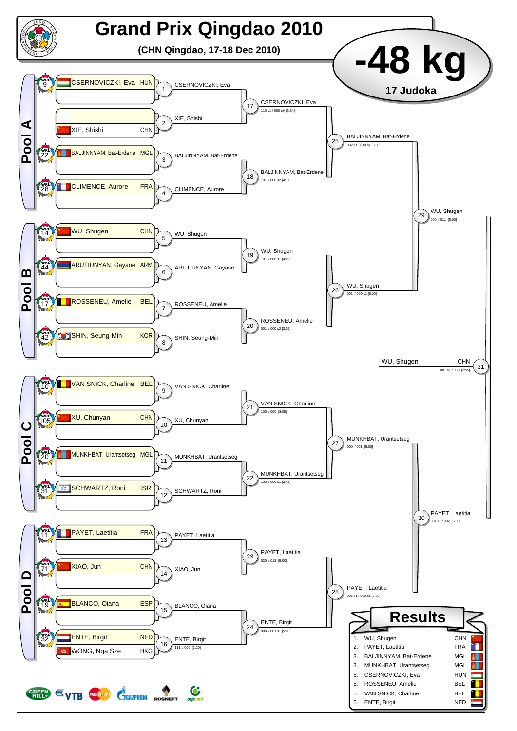# Grand Prix Qingdao 2010

**(CHN Qingdao, 17-18 Dec 2010)**

# -48 kg

**17 Judoka**

## Pool A

| WRL | Name | Country |
|---|---|---|
| 9 | CSERNOVICZKI, Eva | HUN |
| | XIE, Shishi | CHN |
| 22 | BALJINNYAM, Bat-Erdene | MGL |
| 28 | CLIMENCE, Aurore | FRA |

- 1: CSERNOVICZKI, Eva
- 2: XIE, Shishi
- 3: BALJINNYAM, Bat-Erdene
- 4: CLIMENCE, Aurore
- 17: CSERNOVICZKI, Eva — 110 s1 / 000 sH [3:34]
- 18: BALJINNYAM, Bat-Erdene — 101 / 000 s2 [4:37]
- 25: BALJINNYAM, Bat-Erdene — 002 s1 / 010 s1 [5:00]

## Pool B

| WRL | Name | Country |
|---|---|---|
| 14 | WU, Shugen | CHN |
| 44 | ARUTIUNYAN, Gayane | ARM |
| 17 | ROSSENEU, Amelie | BEL |
| 42 | SHIN, Seung-Min | KOR |

- 5: WU, Shugen
- 6: ARUTIUNYAN, Gayane
- 7: ROSSENEU, Amelie
- 8: SHIN, Seung-Min
- 19: WU, Shugen — 101 / 000 s1 [4:49]
- 20: ROSSENEU, Amelie — 001 / 000 s2 [3:35]
- 26: WU, Shugen — 001 / 000 s1 [5:00]
- 29: WU, Shugen — 000 / 011 [5:00]

## Pool C

| WRL | Name | Country |
|---|---|---|
| 10 | VAN SNICK, Charline | BEL |
| 105 | XU, Chunyan | CHN |
| 20 | MUNKHBAT, Urantsetseg | MGL |
| 31 | SCHWARTZ, Roni | ISR |

- 9: VAN SNICK, Charline
- 10: XU, Chunyan
- 11: MUNKHBAT, Urantsetseg
- 12: SCHWARTZ, Roni
- 21: VAN SNICK, Charline — 100 / 000 [3:05]
- 22: MUNKHBAT, Urantsetseg — 100 / 000 s1 [3:48]
- 27: MUNKHBAT, Urantsetseg — 000 / 001 [5:00]

## Pool D

| WRL | Name | Country |
|---|---|---|
| 11 | PAYET, Laetitia | FRA |
| 71 | XIAO, Jun | CHN |
| 19 | BLANCO, Oiana | ESP |
| 32 | ENTE, Birgit | NED |
| | WONG, Nga Sze | HKG |

- 13: PAYET, Laetitia
- 14: XIAO, Jun
- 15: BLANCO, Oiana
- 16: ENTE, Birgit — 111 / 000 [1:20]
- 23: PAYET, Laetitia — 020 / 012 [5:00]
- 24: ENTE, Birgit — 000 / 001 s1 [5:00]
- 28: PAYET, Laetitia — 001 s1 / 000 s1 [5:00]
- 30: PAYET, Laetitia — 001 s1 / 002 [5:00]

## Final

- 31: WU, Shugen CHN — 001 s1 / 000 [2:55]

## Results

| Place | Name | Country |
|---|---|---|
| 1. | WU, Shugen | CHN |
| 2. | PAYET, Laetitia | FRA |
| 3. | BALJINNYAM, Bat-Erdene | MGL |
| 3. | MUNKHBAT, Urantsetseg | MGL |
| 5. | CSERNOVICZKI, Eva | HUN |
| 5. | ROSSENEU, Amelie | BEL |
| 5. | VAN SNICK, Charline | BEL |
| 5. | ENTE, Birgit | NED |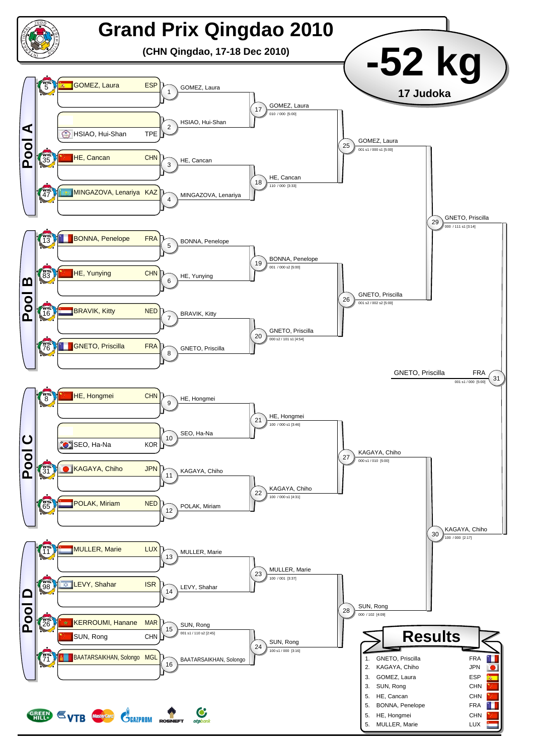# Grand Prix Qingdao 2010

**(CHN Qingdao, 17-18 Dec 2010)**

# -52 kg

**17 Judoka**

## Pool A

| WRL | Name | Nation |
|---|---|---|
| 5 | GOMEZ, Laura | ESP |
| | HSIAO, Hui-Shan | TPE |
| 35 | HE, Cancan | CHN |
| 47 | MINGAZOVA, Lenariya | KAZ |

- 1: GOMEZ, Laura
- 2: HSIAO, Hui-Shan
- 3: HE, Cancan
- 4: MINGAZOVA, Lenariya
- 17: GOMEZ, Laura — 010 / 000 [5:00]
- 18: HE, Cancan — 110 / 000 [3:33]
- 25: GOMEZ, Laura — 001 s1 / 000 s1 [5:00]

## Pool B

| WRL | Name | Nation |
|---|---|---|
| 13 | BONNA, Penelope | FRA |
| 83 | HE, Yunying | CHN |
| 16 | BRAVIK, Kitty | NED |
| 76 | GNETO, Priscilla | FRA |

- 5: BONNA, Penelope
- 6: HE, Yunying
- 7: BRAVIK, Kitty
- 8: GNETO, Priscilla
- 19: BONNA, Penelope — 001 / 000 s2 [5:00]
- 20: GNETO, Priscilla — 000 s2 / 101 s1 [4:54]
- 26: GNETO, Priscilla — 001 s2 / 002 s2 [5:00]
- 29: GNETO, Priscilla — 000 / 111 s1 [3:14]

## Final

- 31: GNETO, Priscilla FRA — 001 s1 / 000 [5:00]

## Pool C

| WRL | Name | Nation |
|---|---|---|
| 8 | HE, Hongmei | CHN |
| | SEO, Ha-Na | KOR |
| 31 | KAGAYA, Chiho | JPN |
| 65 | POLAK, Miriam | NED |

- 9: HE, Hongmei
- 10: SEO, Ha-Na
- 11: KAGAYA, Chiho
- 12: POLAK, Miriam
- 21: HE, Hongmei — 100 / 000 s1 [3:46]
- 22: KAGAYA, Chiho — 100 / 000 s1 [4:31]
- 27: KAGAYA, Chiho — 000 s1 / 010 [5:00]
- 30: KAGAYA, Chiho — 100 / 000 [2:17]

## Pool D

| WRL | Name | Nation |
|---|---|---|
| 11 | MULLER, Marie | LUX |
| 98 | LEVY, Shahar | ISR |
| 26 | KERROUMI, Hanane | MAR |
| | SUN, Rong | CHN |
| 71 | BAATARSAIKHAN, Solongo | MGL |

- 13: MULLER, Marie
- 14: LEVY, Shahar
- 15: SUN, Rong — 001 s1 / 110 s2 [2:45]
- 16: BAATARSAIKHAN, Solongo
- 23: MULLER, Marie — 100 / 001 [3:37]
- 24: SUN, Rong — 100 s1 / 000 [3:16]
- 28: SUN, Rong — 000 / 102 [4:09]

## Results

| Place | Name | Nation |
|---|---|---|
| 1. | GNETO, Priscilla | FRA |
| 2. | KAGAYA, Chiho | JPN |
| 3. | GOMEZ, Laura | ESP |
| 3. | SUN, Rong | CHN |
| 5. | HE, Cancan | CHN |
| 5. | BONNA, Penelope | FRA |
| 5. | HE, Hongmei | CHN |
| 5. | MULLER, Marie | LUX |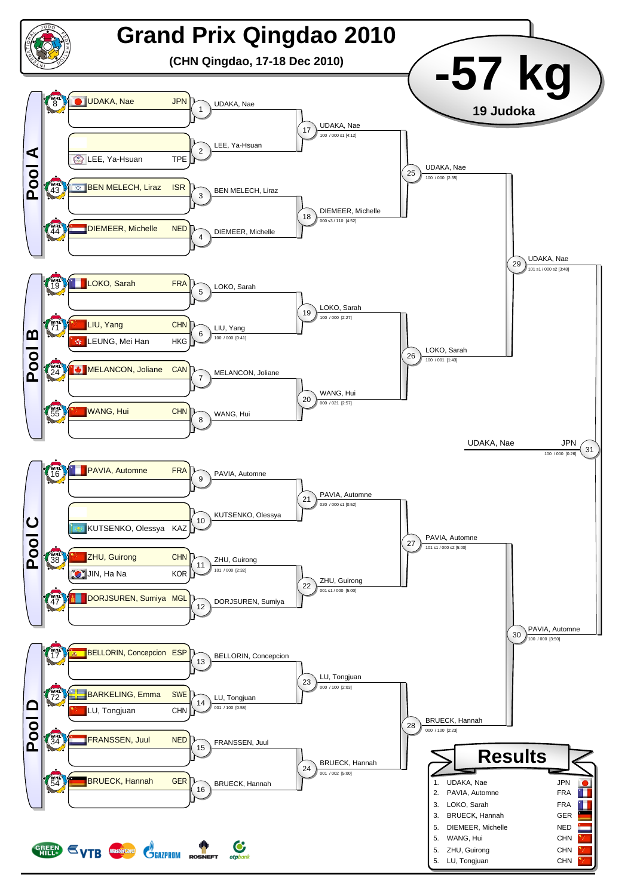# Grand Prix Qingdao 2010

**(CHN Qingdao, 17-18 Dec 2010)**

# -57 kg

**19 Judoka**

## Pool A

| WRL | Name | Nation |
|---|---|---|
| 8 | UDAKA, Nae | JPN |
| | LEE, Ya-Hsuan | TPE |
| 43 | BEN MELECH, Liraz | ISR |
| 44 | DIEMEER, Michelle | NED |

## Pool B

| WRL | Name | Nation |
|---|---|---|
| 19 | LOKO, Sarah | FRA |
| 71 | LIU, Yang | CHN |
| | LEUNG, Mei Han | HKG |
| 24 | MELANCON, Joliane | CAN |
| 55 | WANG, Hui | CHN |

## Pool C

| WRL | Name | Nation |
|---|---|---|
| 16 | PAVIA, Automne | FRA |
| | KUTSENKO, Olessya | KAZ |
| 38 | ZHU, Guirong | CHN |
| | JIN, Ha Na | KOR |
| 47 | DORJSUREN, Sumiya | MGL |

## Pool D

| WRL | Name | Nation |
|---|---|---|
| 17 | BELLORIN, Concepcion | ESP |
| 72 | BARKELING, Emma | SWE |
| | LU, Tongjuan | CHN |
| 34 | FRANSSEN, Juul | NED |
| 54 | BRUECK, Hannah | GER |

## Contests

| Contest | Winner | Score |
|---|---|---|
| 1 | UDAKA, Nae | |
| 2 | LEE, Ya-Hsuan | |
| 3 | BEN MELECH, Liraz | |
| 4 | DIEMEER, Michelle | |
| 5 | LOKO, Sarah | |
| 6 | LIU, Yang | 100 / 000 [0:41] |
| 7 | MELANCON, Joliane | |
| 8 | WANG, Hui | |
| 9 | PAVIA, Automne | |
| 10 | KUTSENKO, Olessya | |
| 11 | ZHU, Guirong | 101 / 000 [2:32] |
| 12 | DORJSUREN, Sumiya | |
| 13 | BELLORIN, Concepcion | |
| 14 | LU, Tongjuan | 001 / 100 [0:58] |
| 15 | FRANSSEN, Juul | |
| 16 | BRUECK, Hannah | |
| 17 | UDAKA, Nae | 100 / 000 s1 [4:12] |
| 18 | DIEMEER, Michelle | 000 s3 / 110 [4:52] |
| 19 | LOKO, Sarah | 100 / 000 [2:27] |
| 20 | WANG, Hui | 000 / 021 [2:57] |
| 21 | PAVIA, Automne | 020 / 000 s1 [0:52] |
| 22 | ZHU, Guirong | 001 s1 / 000 [5:00] |
| 23 | LU, Tongjuan | 000 / 100 [2:03] |
| 24 | BRUECK, Hannah | 001 / 002 [5:00] |
| 25 | UDAKA, Nae | 100 / 000 [2:35] |
| 26 | LOKO, Sarah | 100 / 001 [1:43] |
| 27 | PAVIA, Automne | 101 s1 / 000 s2 [5:00] |
| 28 | BRUECK, Hannah | 000 / 100 [2:23] |
| 29 | UDAKA, Nae | 101 s1 / 000 s2 [3:48] |
| 30 | PAVIA, Automne | 100 / 000 [3:50] |
| 31 | UDAKA, Nae (JPN) | 100 / 000 [0:26] |

## Results

| Rank | Name | Nation |
|---|---|---|
| 1. | UDAKA, Nae | JPN |
| 2. | PAVIA, Automne | FRA |
| 3. | LOKO, Sarah | FRA |
| 3. | BRUECK, Hannah | GER |
| 5. | DIEMEER, Michelle | NED |
| 5. | WANG, Hui | CHN |
| 5. | ZHU, Guirong | CHN |
| 5. | LU, Tongjuan | CHN |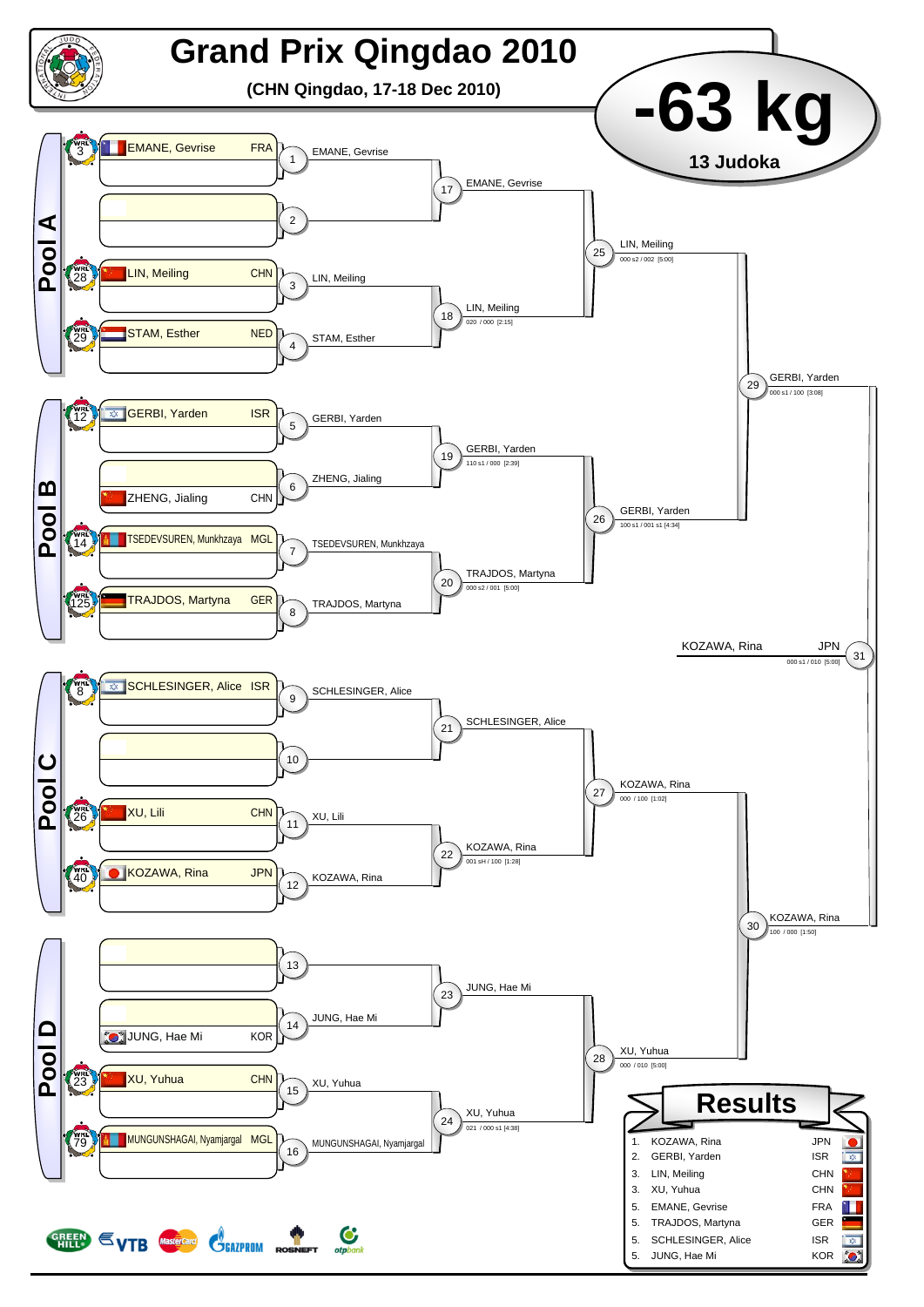# Grand Prix Qingdao 2010

**(CHN Qingdao, 17-18 Dec 2010)**

# -63 kg

**13 Judoka**

## Pool A

| WRL | Name | Nation |
|---|---|---|
| 3 | EMANE, Gevrise | FRA |
| | | |
| 28 | LIN, Meiling | CHN |
| 29 | STAM, Esther | NED |

- 1: EMANE, Gevrise
- 2:
- 3: LIN, Meiling
- 4: STAM, Esther
- 17: EMANE, Gevrise
- 18: LIN, Meiling — 020 / 000 [2:15]
- 25: LIN, Meiling — 000 s2 / 002 [5:00]

## Pool B

| WRL | Name | Nation |
|---|---|---|
| 12 | GERBI, Yarden | ISR |
| | ZHENG, Jialing | CHN |
| 14 | TSEDEVSUREN, Munkhzaya | MGL |
| 125 | TRAJDOS, Martyna | GER |

- 5: GERBI, Yarden
- 6: ZHENG, Jialing
- 7: TSEDEVSUREN, Munkhzaya
- 8: TRAJDOS, Martyna
- 19: GERBI, Yarden — 110 s1 / 000 [2:39]
- 20: TRAJDOS, Martyna — 000 s2 / 001 [5:00]
- 26: GERBI, Yarden — 100 s1 / 001 s1 [4:34]

29: GERBI, Yarden — 000 s1 / 100 [3:08]

## Pool C

| WRL | Name | Nation |
|---|---|---|
| 8 | SCHLESINGER, Alice | ISR |
| | | |
| 26 | XU, Lili | CHN |
| 40 | KOZAWA, Rina | JPN |

- 9: SCHLESINGER, Alice
- 10:
- 11: XU, Lili
- 12: KOZAWA, Rina
- 21: SCHLESINGER, Alice
- 22: KOZAWA, Rina — 001 sH / 100 [1:28]
- 27: KOZAWA, Rina — 000 / 100 [1:02]

## Pool D

| WRL | Name | Nation |
|---|---|---|
| | | |
| | JUNG, Hae Mi | KOR |
| 23 | XU, Yuhua | CHN |
| 79 | MUNGUNSHAGAI, Nyamjargal | MGL |

- 13:
- 14: JUNG, Hae Mi
- 15: XU, Yuhua
- 16: MUNGUNSHAGAI, Nyamjargal
- 23: JUNG, Hae Mi
- 24: XU, Yuhua — 021 / 000 s1 [4:38]
- 28: XU, Yuhua — 000 / 010 [5:00]

30: KOZAWA, Rina — 100 / 000 [1:50]

31: KOZAWA, Rina — JPN — 000 s1 / 010 [5:00]

## Results

| | Name | Nation |
|---|---|---|
| 1. | KOZAWA, Rina | JPN |
| 2. | GERBI, Yarden | ISR |
| 3. | LIN, Meiling | CHN |
| 3. | XU, Yuhua | CHN |
| 5. | EMANE, Gevrise | FRA |
| 5. | TRAJDOS, Martyna | GER |
| 5. | SCHLESINGER, Alice | ISR |
| 5. | JUNG, Hae Mi | KOR |

GREEN HILL · VTB · MasterCard · GAZPROM · ROSNEFT · otpbank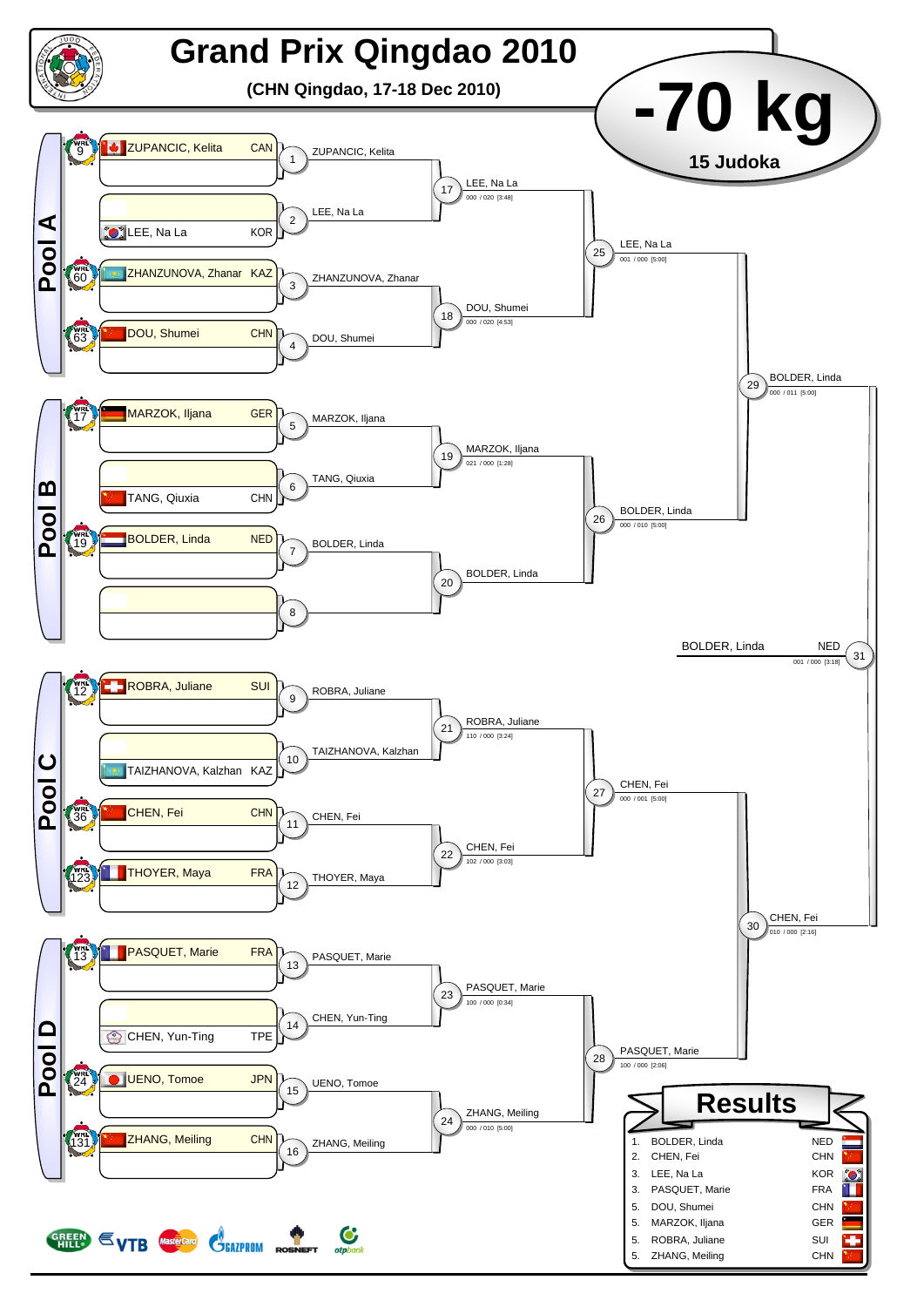# Grand Prix Qingdao 2010

**(CHN Qingdao, 17-18 Dec 2010)**

# -70 kg

**15 Judoka**

## Pool A

| WRL | Name | Country |
|---|---|---|
| 9 | ZUPANCIC, Kelita | CAN |
| | LEE, Na La | KOR |
| 60 | ZHANZUNOVA, Zhanar | KAZ |
| 63 | DOU, Shumei | CHN |

- 1: ZUPANCIC, Kelita
- 2: LEE, Na La
- 3: ZHANZUNOVA, Zhanar
- 4: DOU, Shumei
- 17: LEE, Na La — 000 / 020 [3:48]
- 18: DOU, Shumei — 000 / 020 [4:53]
- 25: LEE, Na La — 001 / 000 [5:00]

## Pool B

| WRL | Name | Country |
|---|---|---|
| 17 | MARZOK, Iljana | GER |
| | TANG, Qiuxia | CHN |
| 19 | BOLDER, Linda | NED |
| | | |

- 5: MARZOK, Iljana
- 6: TANG, Qiuxia
- 7: BOLDER, Linda
- 8:
- 19: MARZOK, Iljana — 021 / 000 [1:28]
- 20: BOLDER, Linda
- 26: BOLDER, Linda — 000 / 010 [5:00]
- 29: BOLDER, Linda — 000 / 011 [5:00]

## Pool C

| WRL | Name | Country |
|---|---|---|
| 12 | ROBRA, Juliane | SUI |
| | TAIZHANOVA, Kalzhan | KAZ |
| 36 | CHEN, Fei | CHN |
| 123 | THOYER, Maya | FRA |

- 9: ROBRA, Juliane
- 10: TAIZHANOVA, Kalzhan
- 11: CHEN, Fei
- 12: THOYER, Maya
- 21: ROBRA, Juliane — 110 / 000 [3:24]
- 22: CHEN, Fei — 102 / 000 [3:03]
- 27: CHEN, Fei — 000 / 001 [5:00]

## Pool D

| WRL | Name | Country |
|---|---|---|
| 13 | PASQUET, Marie | FRA |
| | CHEN, Yun-Ting | TPE |
| 24 | UENO, Tomoe | JPN |
| 131 | ZHANG, Meiling | CHN |

- 13: PASQUET, Marie
- 14: CHEN, Yun-Ting
- 15: UENO, Tomoe
- 16: ZHANG, Meiling
- 23: PASQUET, Marie — 100 / 000 [0:34]
- 24: ZHANG, Meiling — 000 / 010 [5:00]
- 28: PASQUET, Marie — 100 / 000 [2:06]
- 30: CHEN, Fei — 010 / 000 [2:16]

## Final

31: BOLDER, Linda NED — 001 / 000 [3:18]

## Results

| Place | Name | Country |
|---|---|---|
| 1. | BOLDER, Linda | NED |
| 2. | CHEN, Fei | CHN |
| 3. | LEE, Na La | KOR |
| 3. | PASQUET, Marie | FRA |
| 5. | DOU, Shumei | CHN |
| 5. | MARZOK, Iljana | GER |
| 5. | ROBRA, Juliane | SUI |
| 5. | ZHANG, Meiling | CHN |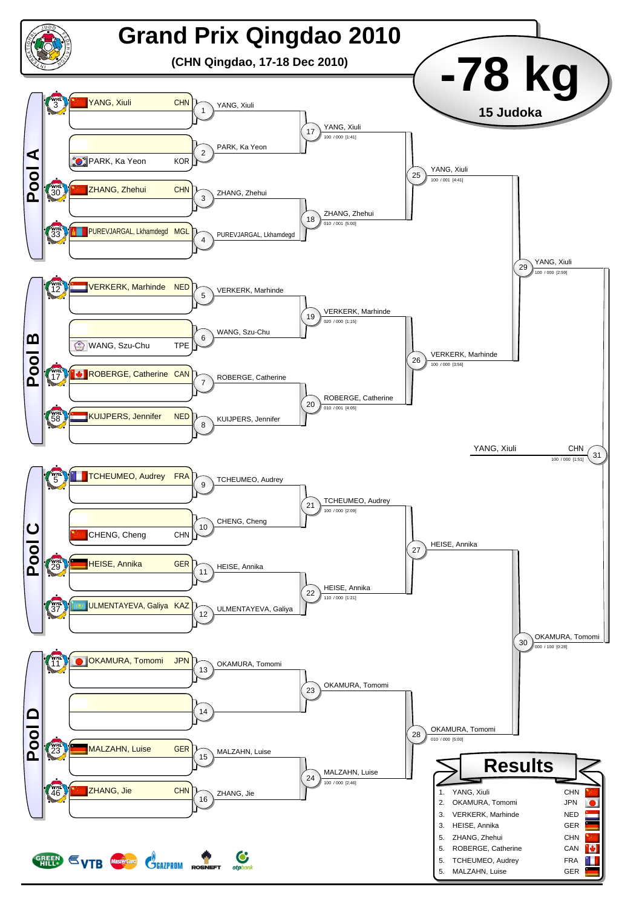# Grand Prix Qingdao 2010

**(CHN Qingdao, 17-18 Dec 2010)**

## -78 kg

**15 Judoka**

### Pool A

| WRL | Name | Country |
|---|---|---|
| 3 | YANG, Xiuli | CHN |
| | PARK, Ka Yeon | KOR |
| 30 | ZHANG, Zhehui | CHN |
| 33 | PUREVJARGAL, Lkhamdegd | MGL |

- 1: YANG, Xiuli
- 2: PARK, Ka Yeon
- 3: ZHANG, Zhehui
- 4: PUREVJARGAL, Lkhamdegd
- 17: YANG, Xiuli — 100 / 000 [1:41]
- 18: ZHANG, Zhehui — 010 / 001 [5:00]
- 25: YANG, Xiuli — 100 / 001 [4:41]

### Pool B

| WRL | Name | Country |
|---|---|---|
| 12 | VERKERK, Marhinde | NED |
| | WANG, Szu-Chu | TPE |
| 17 | ROBERGE, Catherine | CAN |
| 58 | KUIJPERS, Jennifer | NED |

- 5: VERKERK, Marhinde
- 6: WANG, Szu-Chu
- 7: ROBERGE, Catherine
- 8: KUIJPERS, Jennifer
- 19: VERKERK, Marhinde — 020 / 000 [1:15]
- 20: ROBERGE, Catherine — 010 / 001 [4:05]
- 26: VERKERK, Marhinde — 100 / 000 [3:56]
- 29: YANG, Xiuli — 100 / 000 [2:59]

### Pool C

| WRL | Name | Country |
|---|---|---|
| 5 | TCHEUMEO, Audrey | FRA |
| | CHENG, Cheng | CHN |
| 29 | HEISE, Annika | GER |
| 37 | ULMENTAYEVA, Galiya | KAZ |

- 9: TCHEUMEO, Audrey
- 10: CHENG, Cheng
- 11: HEISE, Annika
- 12: ULMENTAYEVA, Galiya
- 21: TCHEUMEO, Audrey — 100 / 000 [2:09]
- 22: HEISE, Annika — 110 / 000 [1:21]
- 27: HEISE, Annika

### Pool D

| WRL | Name | Country |
|---|---|---|
| 11 | OKAMURA, Tomomi | JPN |
| | | |
| 23 | MALZAHN, Luise | GER |
| 46 | ZHANG, Jie | CHN |

- 13: OKAMURA, Tomomi
- 14:
- 15: MALZAHN, Luise
- 16: ZHANG, Jie
- 23: OKAMURA, Tomomi
- 24: MALZAHN, Luise — 100 / 000 [2:46]
- 28: OKAMURA, Tomomi — 010 / 000 [5:00]
- 30: OKAMURA, Tomomi — 000 / 100 [0:28]

### Final

- 31: YANG, Xiuli CHN — 100 / 000 [1:51]

## Results

| Place | Name | Country |
|---|---|---|
| 1. | YANG, Xiuli | CHN |
| 2. | OKAMURA, Tomomi | JPN |
| 3. | VERKERK, Marhinde | NED |
| 3. | HEISE, Annika | GER |
| 5. | ZHANG, Zhehui | CHN |
| 5. | ROBERGE, Catherine | CAN |
| 5. | TCHEUMEO, Audrey | FRA |
| 5. | MALZAHN, Luise | GER |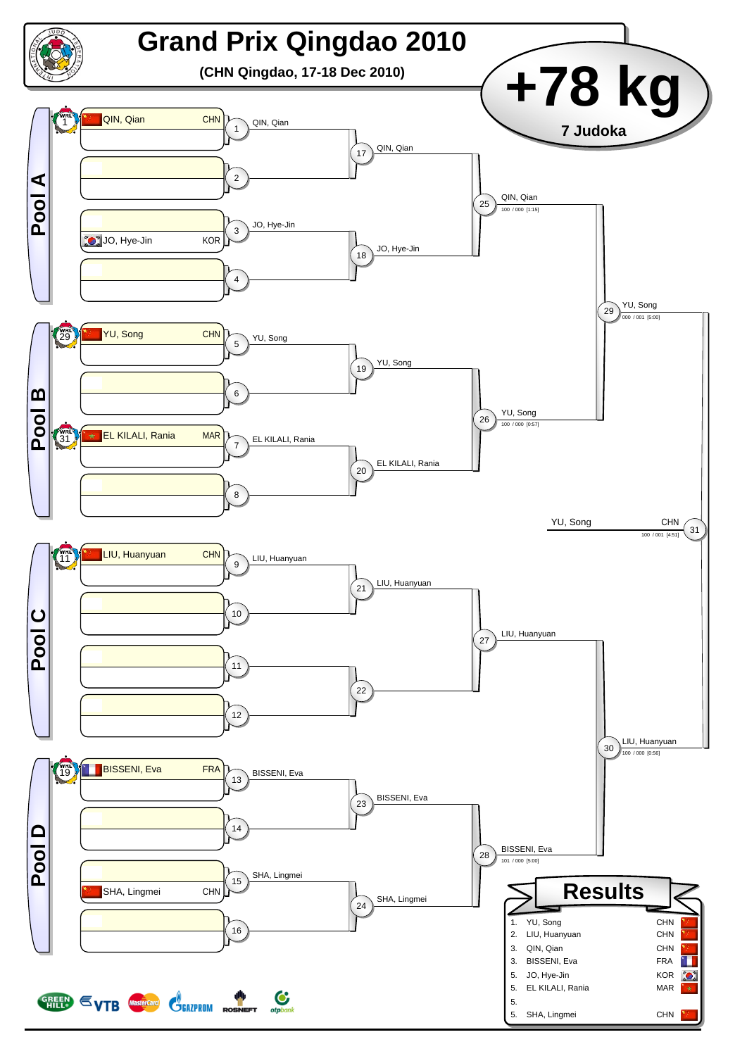# Grand Prix Qingdao 2010

**(CHN Qingdao, 17-18 Dec 2010)**

# +78 kg

**7 Judoka**

## Pool A

- WRL 1 — QIN, Qian — CHN
- JO, Hye-Jin — KOR

1 QIN, Qian
2
3 JO, Hye-Jin
4
17 QIN, Qian
18 JO, Hye-Jin
25 QIN, Qian — 100 / 000 [1:15]

## Pool B

- WRL 29 — YU, Song — CHN
- WRL 31 — EL KILALI, Rania — MAR

5 YU, Song
6
7 EL KILALI, Rania
8
19 YU, Song
20 EL KILALI, Rania
26 YU, Song — 100 / 000 [0:57]

29 YU, Song — 000 / 001 [5:00]

## Pool C

- WRL 11 — LIU, Huanyuan — CHN

9 LIU, Huanyuan
10
11
12
21 LIU, Huanyuan
22
27 LIU, Huanyuan

## Pool D

- WRL 19 — BISSENI, Eva — FRA
- SHA, Lingmei — CHN

13 BISSENI, Eva
14
15 SHA, Lingmei
16
23 BISSENI, Eva
24 SHA, Lingmei
28 BISSENI, Eva — 101 / 000 [5:00]

30 LIU, Huanyuan — 100 / 000 [0:56]

## Final

31 YU, Song — CHN — 100 / 001 [4:51]

## Results

| | | |
|---|---|---|
| 1. | YU, Song | CHN |
| 2. | LIU, Huanyuan | CHN |
| 3. | QIN, Qian | CHN |
| 3. | BISSENI, Eva | FRA |
| 5. | JO, Hye-Jin | KOR |
| 5. | EL KILALI, Rania | MAR |
| 5. | | |
| 5. | SHA, Lingmei | CHN |

GREEN HILL · VTB · MasterCard · GAZPROM · ROSNEFT · otpbank